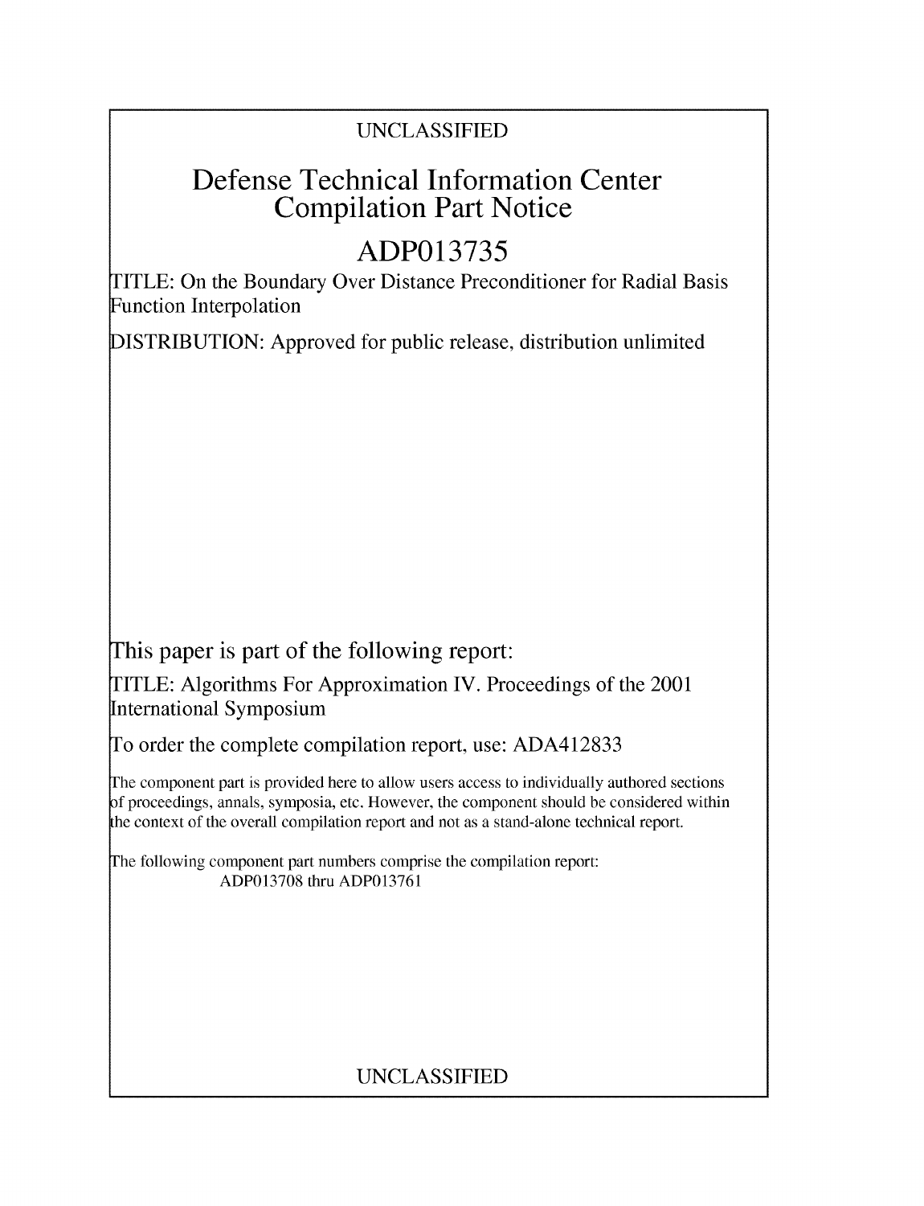UNCLASSIFIED

# Defense Technical Information Center Compilation Part Notice

## ADP013735

TITLE: On the Boundary Over Distance Preconditioner for Radial Basis Function Interpolation

DISTRIBUTION: Approved for public release, distribution unlimited

This paper is part of the following report:

TITLE: Algorithms For Approximation IV. Proceedings of the 2001 International Symposium

To order the complete compilation report, use: ADA412833

The component part is provided here to allow users access to individually authored sections of proceedings, annals, symposia, etc. However, the component should be considered within the context of the overall compilation report and not as a stand-alone technical report.

The following component part numbers comprise the compilation report:
ADP013708 thru ADP013761

UNCLASSIFIED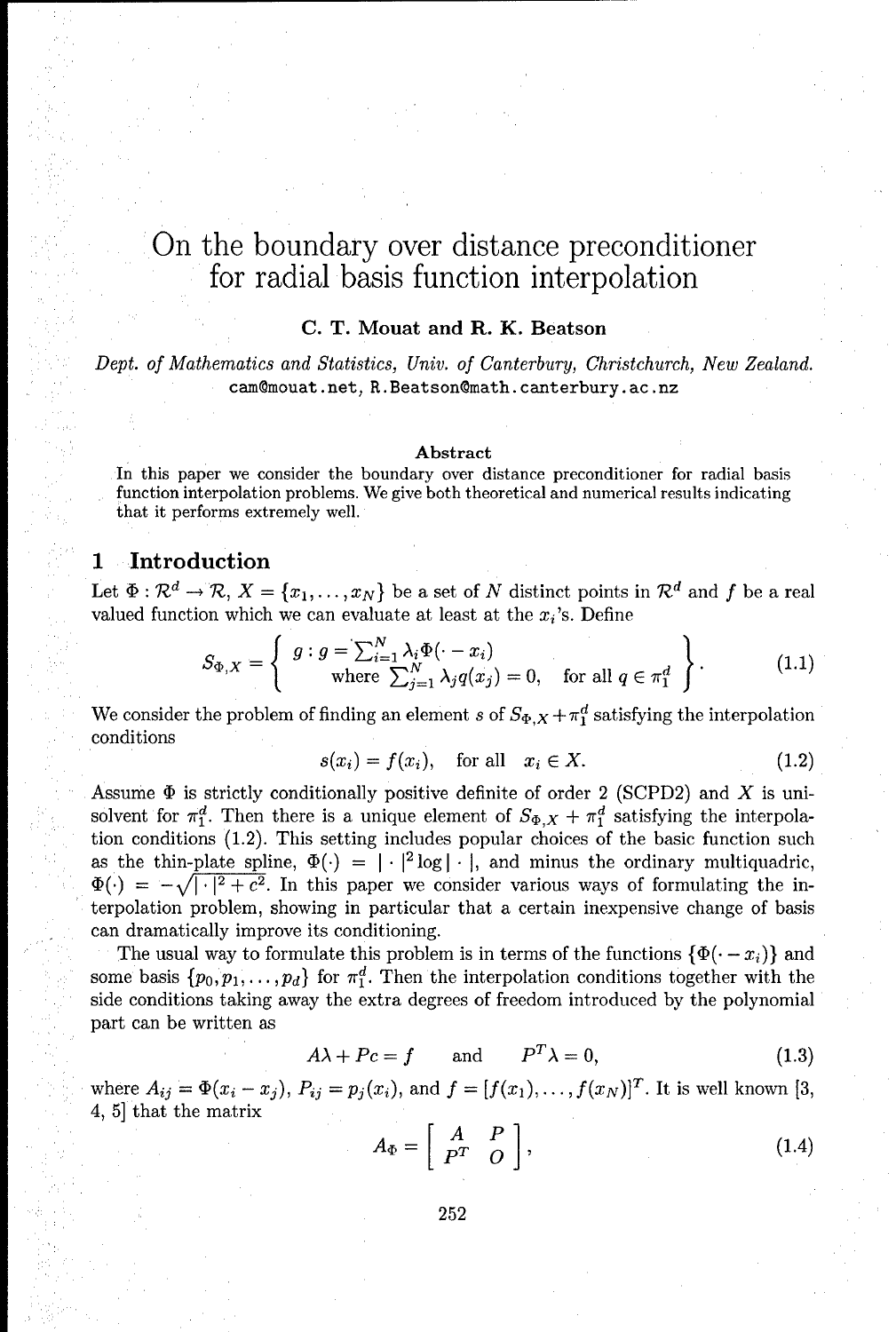# On the boundary over distance preconditioner for radial basis function interpolation

**C. T. Mouat and R. K. Beatson**

*Dept. of Mathematics and Statistics, Univ. of Canterbury, Christchurch, New Zealand.*
cam@mouat.net, R.Beatson@math.canterbury.ac.nz

**Abstract**

In this paper we consider the boundary over distance preconditioner for radial basis function interpolation problems. We give both theoretical and numerical results indicating that it performs extremely well.

## 1 Introduction

Let $\Phi : \mathcal{R}^d \to \mathcal{R}$, $X = \{x_1, \ldots, x_N\}$ be a set of $N$ distinct points in $\mathcal{R}^d$ and $f$ be a real valued function which we can evaluate at least at the $x_i$'s. Define

$$S_{\Phi,X} = \left\{ \begin{array}{l} g : g = \sum_{i=1}^{N} \lambda_i \Phi(\cdot - x_i) \\ \quad \text{where } \sum_{j=1}^{N} \lambda_j q(x_j) = 0, \quad \text{for all } q \in \pi_1^d \end{array} \right\}. \tag{1.1}$$

We consider the problem of finding an element $s$ of $S_{\Phi,X} + \pi_1^d$ satisfying the interpolation conditions

$$s(x_i) = f(x_i), \quad \text{for all} \quad x_i \in X. \tag{1.2}$$

Assume $\Phi$ is strictly conditionally positive definite of order 2 (SCPD2) and $X$ is unisolvent for $\pi_1^d$. Then there is a unique element of $S_{\Phi,X} + \pi_1^d$ satisfying the interpolation conditions (1.2). This setting includes popular choices of the basic function such as the thin-plate spline, $\Phi(\cdot) = |\cdot|^2 \log|\cdot|$, and minus the ordinary multiquadric, $\Phi(\cdot) = -\sqrt{|\cdot|^2 + c^2}$. In this paper we consider various ways of formulating the interpolation problem, showing in particular that a certain inexpensive change of basis can dramatically improve its conditioning.

The usual way to formulate this problem is in terms of the functions $\{\Phi(\cdot - x_i)\}$ and some basis $\{p_0, p_1, \ldots, p_d\}$ for $\pi_1^d$. Then the interpolation conditions together with the side conditions taking away the extra degrees of freedom introduced by the polynomial part can be written as

$$A\lambda + Pc = f \quad \text{and} \quad P^T\lambda = 0, \tag{1.3}$$

where $A_{ij} = \Phi(x_i - x_j)$, $P_{ij} = p_j(x_i)$, and $f = [f(x_1), \ldots, f(x_N)]^T$. It is well known [3, 4, 5] that the matrix

$$A_\Phi = \begin{bmatrix} A & P \\ P^T & O \end{bmatrix}, \tag{1.4}$$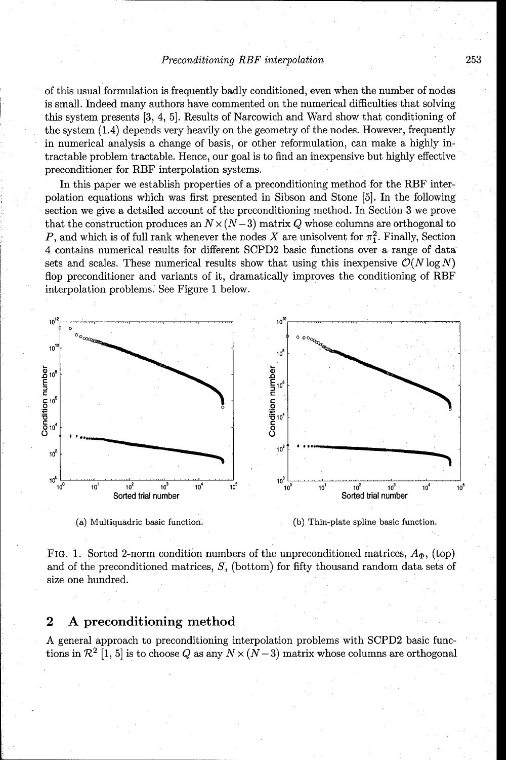of this usual formulation is frequently badly conditioned, even when the number of nodes is small. Indeed many authors have commented on the numerical difficulties that solving this system presents [3, 4, 5]. Results of Narcowich and Ward show that conditioning of the system (1.4) depends very heavily on the geometry of the nodes. However, frequently in numerical analysis a change of basis, or other reformulation, can make a highly intractable problem tractable. Hence, our goal is to find an inexpensive but highly effective preconditioner for RBF interpolation systems.

In this paper we establish properties of a preconditioning method for the RBF interpolation equations which was first presented in Sibson and Stone [5]. In the following section we give a detailed account of the preconditioning method. In Section 3 we prove that the construction produces an $N \times (N-3)$ matrix $Q$ whose columns are orthogonal to $P$, and which is of full rank whenever the nodes $X$ are unisolvent for $\pi_1^2$. Finally, Section 4 contains numerical results for different SCPD2 basic functions over a range of data sets and scales. These numerical results show that using this inexpensive $\mathcal{O}(N \log N)$ flop preconditioner and variants of it, dramatically improves the conditioning of RBF interpolation problems. See Figure 1 below.

(a) Multiquadric basic function.

(b) Thin-plate spline basic function.

FIG. 1. Sorted 2-norm condition numbers of the unpreconditioned matrices, $A_\Phi$, (top) and of the preconditioned matrices, $S$, (bottom) for fifty thousand random data sets of size one hundred.

## 2 A preconditioning method

A general approach to preconditioning interpolation problems with SCPD2 basic functions in $\mathcal{R}^2$ [1, 5] is to choose $Q$ as any $N \times (N-3)$ matrix whose columns are orthogonal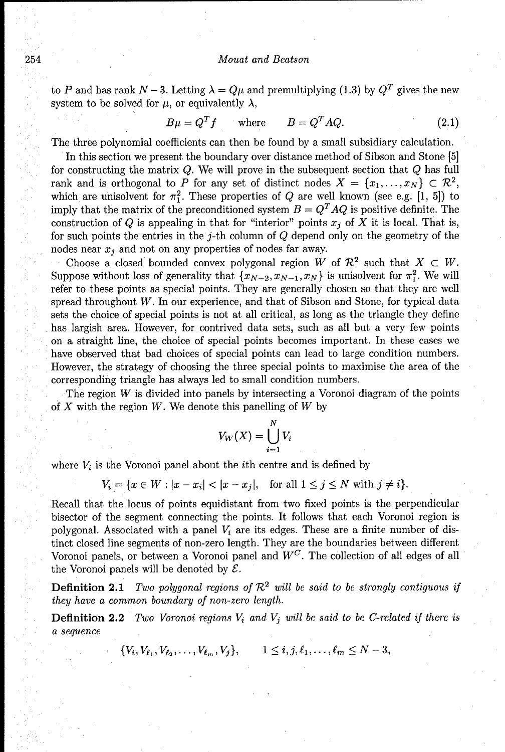to $P$ and has rank $N-3$. Letting $\lambda = Q\mu$ and premultiplying (1.3) by $Q^T$ gives the new system to be solved for $\mu$, or equivalently $\lambda$,

$$B\mu = Q^T f \quad \text{where} \quad B = Q^T A Q. \tag{2.1}$$

The three polynomial coefficients can then be found by a small subsidiary calculation.

In this section we present the boundary over distance method of Sibson and Stone [5] for constructing the matrix $Q$. We will prove in the subsequent section that $Q$ has full rank and is orthogonal to $P$ for any set of distinct nodes $X = \{x_1, \ldots, x_N\} \subset \mathcal{R}^2$, which are unisolvent for $\pi_1^2$. These properties of $Q$ are well known (see e.g. [1, 5]) to imply that the matrix of the preconditioned system $B = Q^T A Q$ is positive definite. The construction of $Q$ is appealing in that for "interior" points $x_j$ of $X$ it is local. That is, for such points the entries in the $j$-th column of $Q$ depend only on the geometry of the nodes near $x_j$ and not on any properties of nodes far away.

Choose a closed bounded convex polygonal region $W$ of $\mathcal{R}^2$ such that $X \subset W$. Suppose without loss of generality that $\{x_{N-2}, x_{N-1}, x_N\}$ is unisolvent for $\pi_1^2$. We will refer to these points as special points. They are generally chosen so that they are well spread throughout $W$. In our experience, and that of Sibson and Stone, for typical data sets the choice of special points is not at all critical, as long as the triangle they define has largish area. However, for contrived data sets, such as all but a very few points on a straight line, the choice of special points becomes important. In these cases we have observed that bad choices of special points can lead to large condition numbers. However, the strategy of choosing the three special points to maximise the area of the corresponding triangle has always led to small condition numbers.

The region $W$ is divided into panels by intersecting a Voronoi diagram of the points of $X$ with the region $W$. We denote this panelling of $W$ by

$$V_W(X) = \bigcup_{i=1}^{N} V_i$$

where $V_i$ is the Voronoi panel about the $i$th centre and is defined by

$$V_i = \{x \in W : |x - x_i| < |x - x_j|, \quad \text{for all } 1 \leq j \leq N \text{ with } j \neq i\}.$$

Recall that the locus of points equidistant from two fixed points is the perpendicular bisector of the segment connecting the points. It follows that each Voronoi region is polygonal. Associated with a panel $V_i$ are its edges. These are a finite number of distinct closed line segments of non-zero length. They are the boundaries between different Voronoi panels, or between a Voronoi panel and $W^C$. The collection of all edges of all the Voronoi panels will be denoted by $\mathcal{E}$.

**Definition 2.1** *Two polygonal regions of $\mathcal{R}^2$ will be said to be strongly contiguous if they have a common boundary of non-zero length.*

**Definition 2.2** *Two Voronoi regions $V_i$ and $V_j$ will be said to be C-related if there is a sequence*

$$\{V_i, V_{\ell_1}, V_{\ell_2}, \ldots, V_{\ell_m}, V_j\}, \qquad 1 \leq i, j, \ell_1, \ldots, \ell_m \leq N-3,$$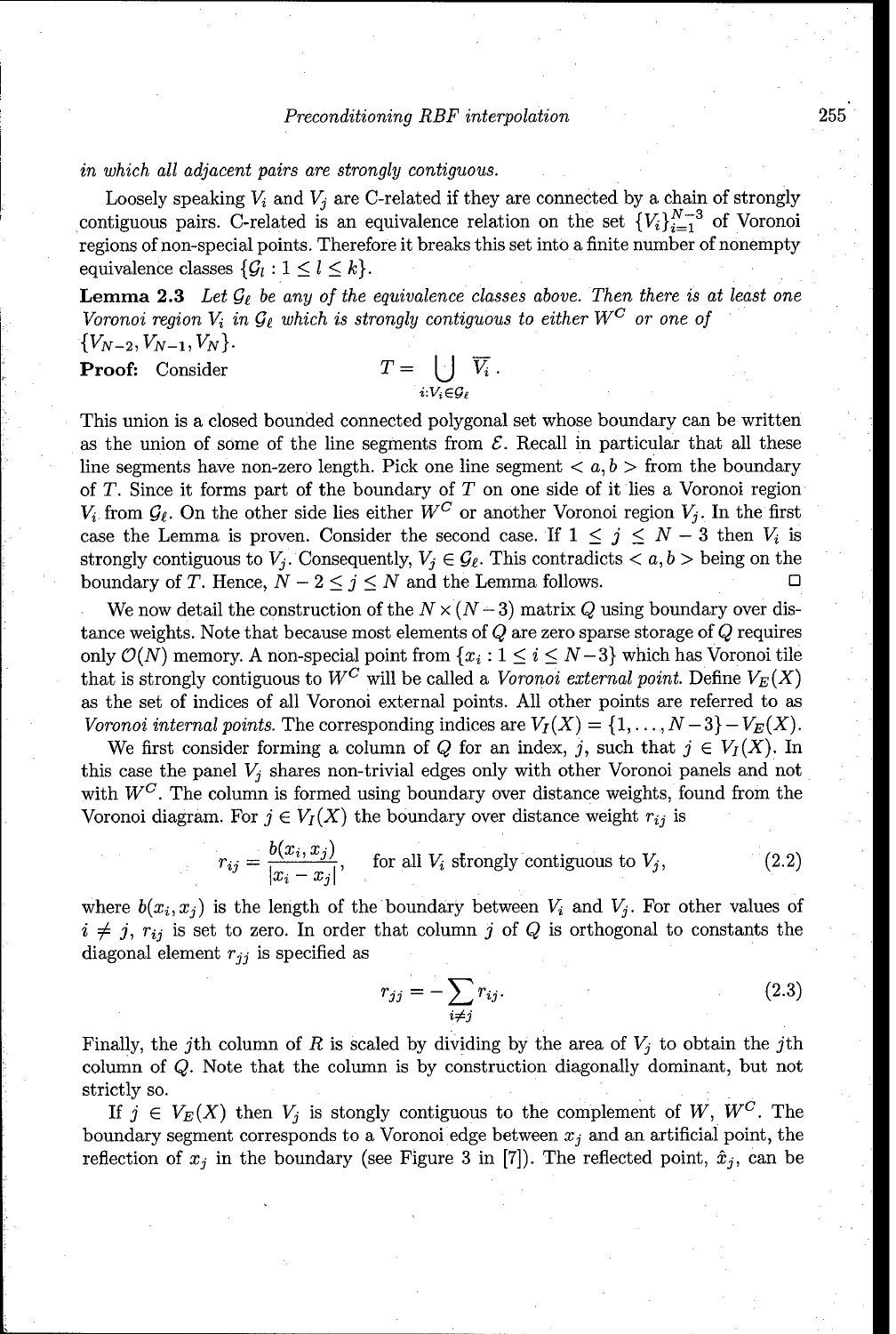*in which all adjacent pairs are strongly contiguous.*

Loosely speaking $V_i$ and $V_j$ are C-related if they are connected by a chain of strongly contiguous pairs. C-related is an equivalence relation on the set $\{V_i\}_{i=1}^{N-3}$ of Voronoi regions of non-special points. Therefore it breaks this set into a finite number of nonempty equivalence classes $\{\mathcal{G}_l : 1 \leq l \leq k\}$.

**Lemma 2.3** *Let $\mathcal{G}_\ell$ be any of the equivalence classes above. Then there is at least one Voronoi region $V_i$ in $\mathcal{G}_\ell$ which is strongly contiguous to either $W^C$ or one of $\{V_{N-2}, V_{N-1}, V_N\}$.*

**Proof:** Consider

$$T = \bigcup_{i: V_i \in \mathcal{G}_\ell} \overline{V_i}.$$

This union is a closed bounded connected polygonal set whose boundary can be written as the union of some of the line segments from $\mathcal{E}$. Recall in particular that all these line segments have non-zero length. Pick one line segment $< a, b >$ from the boundary of $T$. Since it forms part of the boundary of $T$ on one side of it lies a Voronoi region $V_i$ from $\mathcal{G}_\ell$. On the other side lies either $W^C$ or another Voronoi region $V_j$. In the first case the Lemma is proven. Consider the second case. If $1 \leq j \leq N-3$ then $V_i$ is strongly contiguous to $V_j$. Consequently, $V_j \in \mathcal{G}_\ell$. This contradicts $< a, b >$ being on the boundary of $T$. Hence, $N - 2 \leq j \leq N$ and the Lemma follows. □

We now detail the construction of the $N \times (N-3)$ matrix $Q$ using boundary over distance weights. Note that because most elements of $Q$ are zero sparse storage of $Q$ requires only $\mathcal{O}(N)$ memory. A non-special point from $\{x_i : 1 \leq i \leq N-3\}$ which has Voronoi tile that is strongly contiguous to $W^C$ will be called a *Voronoi external point.* Define $V_E(X)$ as the set of indices of all Voronoi external points. All other points are referred to as *Voronoi internal points.* The corresponding indices are $V_I(X) = \{1, \ldots, N-3\} - V_E(X)$.

We first consider forming a column of $Q$ for an index, $j$, such that $j \in V_I(X)$. In this case the panel $V_j$ shares non-trivial edges only with other Voronoi panels and not with $W^C$. The column is formed using boundary over distance weights, found from the Voronoi diagram. For $j \in V_I(X)$ the boundary over distance weight $r_{ij}$ is

$$r_{ij} = \frac{b(x_i, x_j)}{|x_i - x_j|}, \quad \text{for all } V_i \text{ strongly contiguous to } V_j, \tag{2.2}$$

where $b(x_i, x_j)$ is the length of the boundary between $V_i$ and $V_j$. For other values of $i \neq j$, $r_{ij}$ is set to zero. In order that column $j$ of $Q$ is orthogonal to constants the diagonal element $r_{jj}$ is specified as

$$r_{jj} = -\sum_{i \neq j} r_{ij}. \tag{2.3}$$

Finally, the $j$th column of $R$ is scaled by dividing by the area of $V_j$ to obtain the $j$th column of $Q$. Note that the column is by construction diagonally dominant, but not strictly so.

If $j \in V_E(X)$ then $V_j$ is stongly contiguous to the complement of $W$, $W^C$. The boundary segment corresponds to a Voronoi edge between $x_j$ and an artificial point, the reflection of $x_j$ in the boundary (see Figure 3 in [7]). The reflected point, $\hat{x}_j$, can be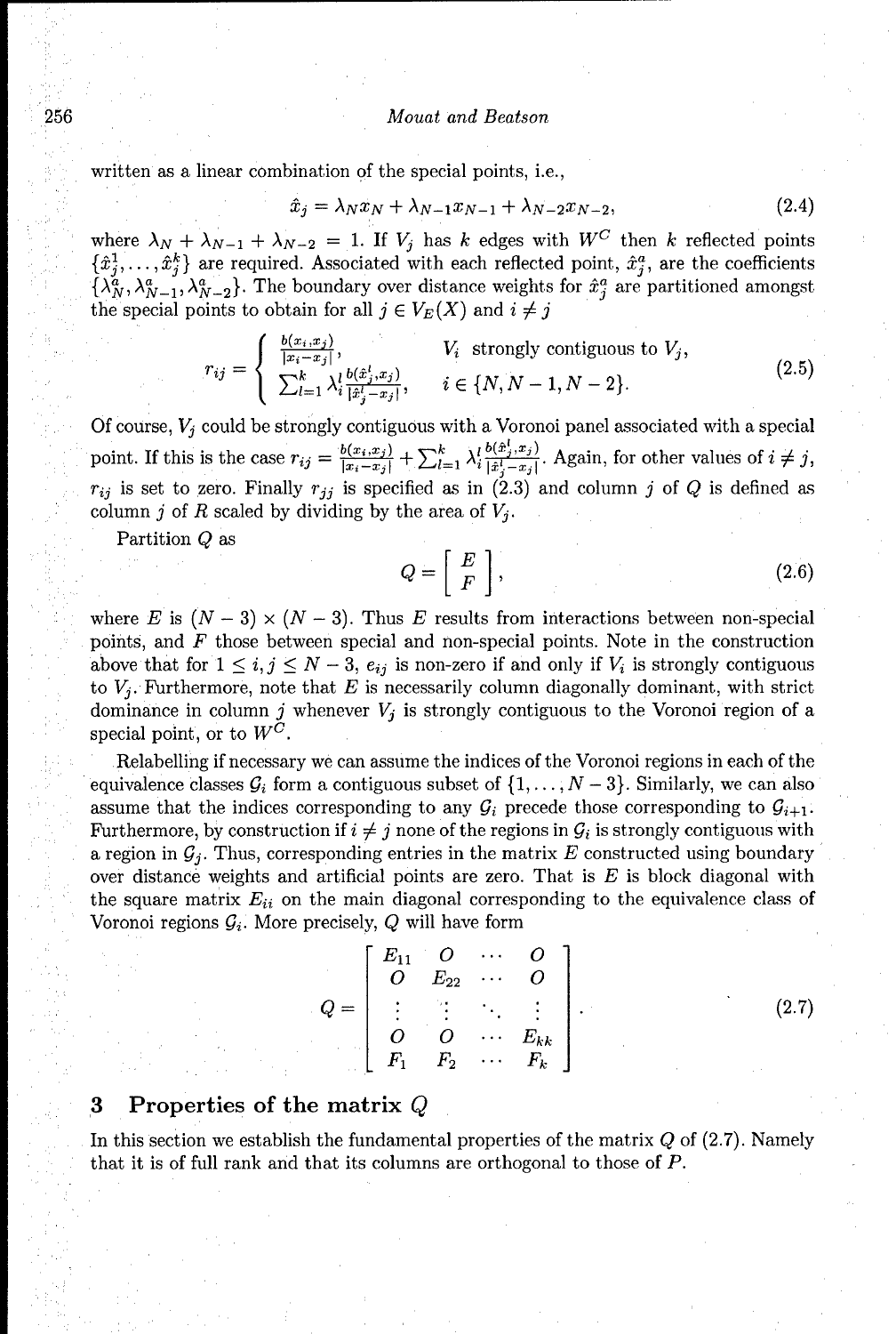written as a linear combination of the special points, i.e.,

$$\hat{x}_j = \lambda_N x_N + \lambda_{N-1} x_{N-1} + \lambda_{N-2} x_{N-2}, \tag{2.4}$$

where $\lambda_N + \lambda_{N-1} + \lambda_{N-2} = 1$. If $V_j$ has $k$ edges with $W^C$ then $k$ reflected points $\{\hat{x}_j^1, \ldots, \hat{x}_j^k\}$ are required. Associated with each reflected point, $\hat{x}_j^a$, are the coefficients $\{\lambda_N^a, \lambda_{N-1}^a, \lambda_{N-2}^a\}$. The boundary over distance weights for $\hat{x}_j^a$ are partitioned amongst the special points to obtain for all $j \in V_E(X)$ and $i \neq j$

$$r_{ij} = \begin{cases} \frac{b(x_i, x_j)}{|x_i - x_j|}, & V_i \text{ strongly contiguous to } V_j, \\ \sum_{l=1}^{k} \lambda_i^l \frac{b(\hat{x}_j^l, x_j)}{|\hat{x}_j^l - x_j|}, & i \in \{N, N-1, N-2\}. \end{cases} \tag{2.5}$$

Of course, $V_j$ could be strongly contiguous with a Voronoi panel associated with a special point. If this is the case $r_{ij} = \frac{b(x_i, x_j)}{|x_i - x_j|} + \sum_{l=1}^{k} \lambda_i^l \frac{b(\hat{x}_j^l, x_j)}{|\hat{x}_j^l - x_j|}$. Again, for other values of $i \neq j$, $r_{ij}$ is set to zero. Finally $r_{jj}$ is specified as in (2.3) and column $j$ of $Q$ is defined as column $j$ of $R$ scaled by dividing by the area of $V_j$.

Partition $Q$ as

$$Q = \begin{bmatrix} E \\ F \end{bmatrix}, \tag{2.6}$$

where $E$ is $(N-3) \times (N-3)$. Thus $E$ results from interactions between non-special points, and $F$ those between special and non-special points. Note in the construction above that for $1 \leq i, j \leq N-3$, $e_{ij}$ is non-zero if and only if $V_i$ is strongly contiguous to $V_j$. Furthermore, note that $E$ is necessarily column diagonally dominant, with strict dominance in column $j$ whenever $V_j$ is strongly contiguous to the Voronoi region of a special point, or to $W^C$.

Relabelling if necessary we can assume the indices of the Voronoi regions in each of the equivalence classes $\mathcal{G}_i$ form a contiguous subset of $\{1, \ldots, N-3\}$. Similarly, we can also assume that the indices corresponding to any $\mathcal{G}_i$ precede those corresponding to $\mathcal{G}_{i+1}$. Furthermore, by construction if $i \neq j$ none of the regions in $\mathcal{G}_i$ is strongly contiguous with a region in $\mathcal{G}_j$. Thus, corresponding entries in the matrix $E$ constructed using boundary over distance weights and artificial points are zero. That is $E$ is block diagonal with the square matrix $E_{ii}$ on the main diagonal corresponding to the equivalence class of Voronoi regions $\mathcal{G}_i$. More precisely, $Q$ will have form

$$Q = \begin{bmatrix} E_{11} & O & \cdots & O \\ O & E_{22} & \cdots & O \\ \vdots & \vdots & \ddots & \vdots \\ O & O & \cdots & E_{kk} \\ F_1 & F_2 & \cdots & F_k \end{bmatrix}. \tag{2.7}$$

## 3 Properties of the matrix $Q$

In this section we establish the fundamental properties of the matrix $Q$ of (2.7). Namely that it is of full rank and that its columns are orthogonal to those of $P$.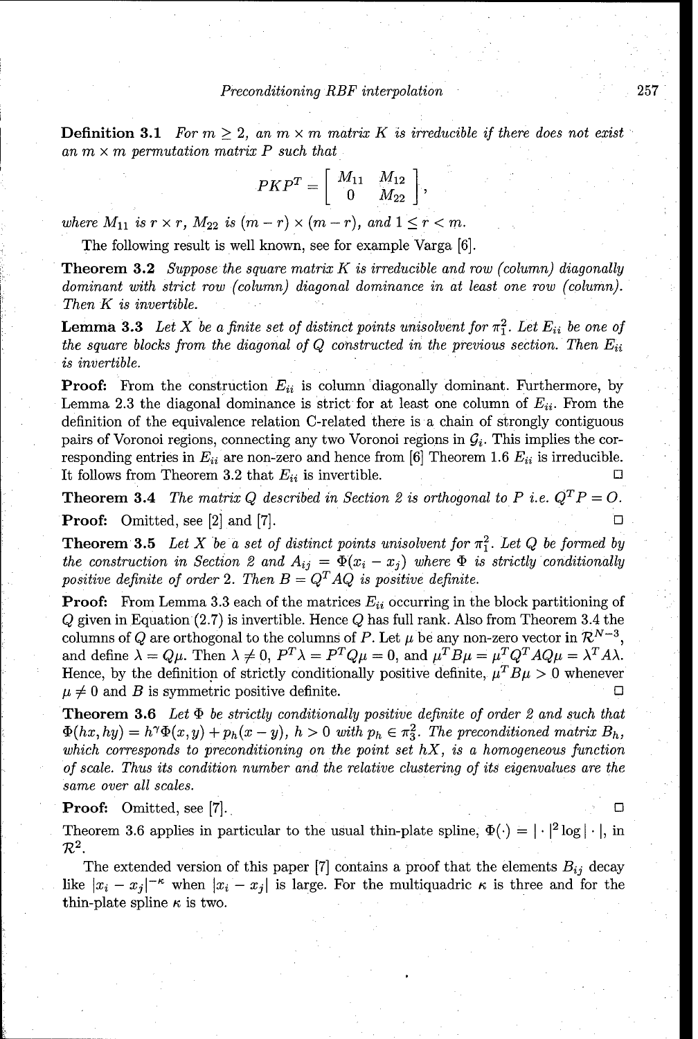**Definition 3.1** *For $m \geq 2$, an $m \times m$ matrix $K$ is irreducible if there does not exist an $m \times m$ permutation matrix $P$ such that*

$$PKP^T = \begin{bmatrix} M_{11} & M_{12} \\ 0 & M_{22} \end{bmatrix},$$

*where $M_{11}$ is $r \times r$, $M_{22}$ is $(m-r) \times (m-r)$, and $1 \leq r < m$.*

The following result is well known, see for example Varga [6].

**Theorem 3.2** *Suppose the square matrix $K$ is irreducible and row (column) diagonally dominant with strict row (column) diagonal dominance in at least one row (column). Then $K$ is invertible.*

**Lemma 3.3** *Let $X$ be a finite set of distinct points unisolvent for $\pi_1^2$. Let $E_{ii}$ be one of the square blocks from the diagonal of $Q$ constructed in the previous section. Then $E_{ii}$ is invertible.*

**Proof:** From the construction $E_{ii}$ is column diagonally dominant. Furthermore, by Lemma 2.3 the diagonal dominance is strict for at least one column of $E_{ii}$. From the definition of the equivalence relation C-related there is a chain of strongly contiguous pairs of Voronoi regions, connecting any two Voronoi regions in $\mathcal{G}_i$. This implies the corresponding entries in $E_{ii}$ are non-zero and hence from [6] Theorem 1.6 $E_{ii}$ is irreducible. It follows from Theorem 3.2 that $E_{ii}$ is invertible. □

**Theorem 3.4** *The matrix $Q$ described in Section 2 is orthogonal to $P$ i.e. $Q^T P = O$.*

**Proof:** Omitted, see [2] and [7]. □

**Theorem 3.5** *Let $X$ be a set of distinct points unisolvent for $\pi_1^2$. Let $Q$ be formed by the construction in Section 2 and $A_{ij} = \Phi(x_i - x_j)$ where $\Phi$ is strictly conditionally positive definite of order 2. Then $B = Q^T A Q$ is positive definite.*

**Proof:** From Lemma 3.3 each of the matrices $E_{ii}$ occurring in the block partitioning of $Q$ given in Equation (2.7) is invertible. Hence $Q$ has full rank. Also from Theorem 3.4 the columns of $Q$ are orthogonal to the columns of $P$. Let $\mu$ be any non-zero vector in $\mathcal{R}^{N-3}$, and define $\lambda = Q\mu$. Then $\lambda \neq 0$, $P^T\lambda = P^T Q\mu = 0$, and $\mu^T B \mu = \mu^T Q^T A Q \mu = \lambda^T A \lambda$. Hence, by the definition of strictly conditionally positive definite, $\mu^T B \mu > 0$ whenever $\mu \neq 0$ and $B$ is symmetric positive definite. □

**Theorem 3.6** *Let $\Phi$ be strictly conditionally positive definite of order 2 and such that $\Phi(hx, hy) = h^\gamma \Phi(x, y) + p_h(x - y)$, $h > 0$ with $p_h \in \pi_3^2$. The preconditioned matrix $B_h$, which corresponds to preconditioning on the point set $hX$, is a homogeneous function of scale. Thus its condition number and the relative clustering of its eigenvalues are the same over all scales.*

**Proof:** Omitted, see [7]. □

Theorem 3.6 applies in particular to the usual thin-plate spline, $\Phi(\cdot) = |\cdot|^2 \log|\cdot|$, in $\mathcal{R}^2$.

The extended version of this paper [7] contains a proof that the elements $B_{ij}$ decay like $|x_i - x_j|^{-\kappa}$ when $|x_i - x_j|$ is large. For the multiquadric $\kappa$ is three and for the thin-plate spline $\kappa$ is two.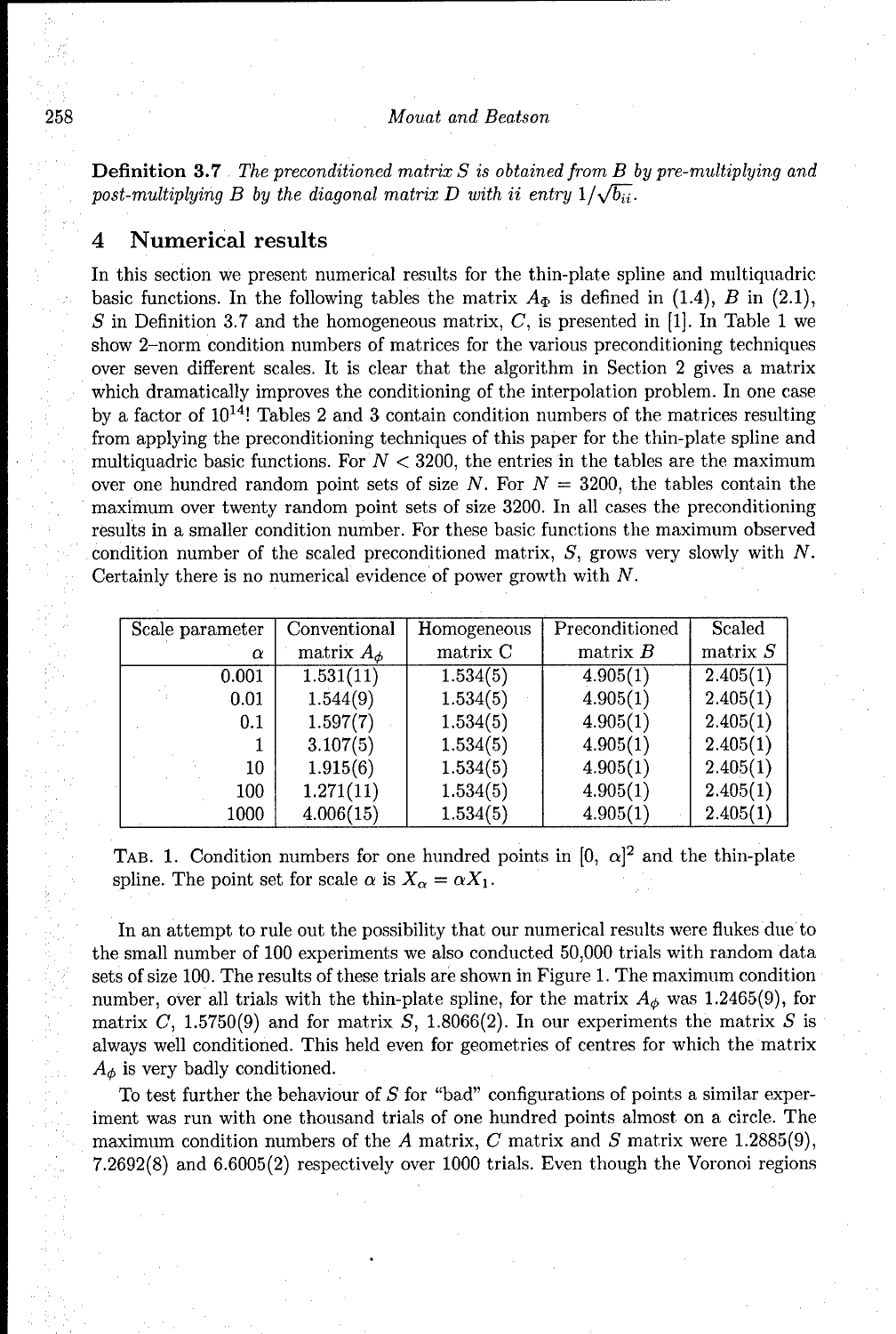**Definition 3.7** *The preconditioned matrix $S$ is obtained from $B$ by pre-multiplying and post-multiplying $B$ by the diagonal matrix $D$ with ii entry $1/\sqrt{b_{ii}}$.*

## 4 Numerical results

In this section we present numerical results for the thin-plate spline and multiquadric basic functions. In the following tables the matrix $A_\Phi$ is defined in (1.4), $B$ in (2.1), $S$ in Definition 3.7 and the homogeneous matrix, $C$, is presented in [1]. In Table 1 we show 2–norm condition numbers of matrices for the various preconditioning techniques over seven different scales. It is clear that the algorithm in Section 2 gives a matrix which dramatically improves the conditioning of the interpolation problem. In one case by a factor of $10^{14}$! Tables 2 and 3 contain condition numbers of the matrices resulting from applying the preconditioning techniques of this paper for the thin-plate spline and multiquadric basic functions. For $N < 3200$, the entries in the tables are the maximum over one hundred random point sets of size $N$. For $N = 3200$, the tables contain the maximum over twenty random point sets of size 3200. In all cases the preconditioning results in a smaller condition number. For these basic functions the maximum observed condition number of the scaled preconditioned matrix, $S$, grows very slowly with $N$. Certainly there is no numerical evidence of power growth with $N$.

| Scale parameter $\alpha$ | Conventional matrix $A_\phi$ | Homogeneous matrix C | Preconditioned matrix $B$ | Scaled matrix $S$ |
|---|---|---|---|---|
| 0.001 | 1.531(11) | 1.534(5) | 4.905(1) | 2.405(1) |
| 0.01 | 1.544(9) | 1.534(5) | 4.905(1) | 2.405(1) |
| 0.1 | 1.597(7) | 1.534(5) | 4.905(1) | 2.405(1) |
| 1 | 3.107(5) | 1.534(5) | 4.905(1) | 2.405(1) |
| 10 | 1.915(6) | 1.534(5) | 4.905(1) | 2.405(1) |
| 100 | 1.271(11) | 1.534(5) | 4.905(1) | 2.405(1) |
| 1000 | 4.006(15) | 1.534(5) | 4.905(1) | 2.405(1) |

TAB. 1. Condition numbers for one hundred points in $[0, \alpha]^2$ and the thin-plate spline. The point set for scale $\alpha$ is $X_\alpha = \alpha X_1$.

In an attempt to rule out the possibility that our numerical results were flukes due to the small number of 100 experiments we also conducted 50,000 trials with random data sets of size 100. The results of these trials are shown in Figure 1. The maximum condition number, over all trials with the thin-plate spline, for the matrix $A_\phi$ was 1.2465(9), for matrix $C$, 1.5750(9) and for matrix $S$, 1.8066(2). In our experiments the matrix $S$ is always well conditioned. This held even for geometries of centres for which the matrix $A_\phi$ is very badly conditioned.

To test further the behaviour of $S$ for "bad" configurations of points a similar experiment was run with one thousand trials of one hundred points almost on a circle. The maximum condition numbers of the $A$ matrix, $C$ matrix and $S$ matrix were 1.2885(9), 7.2692(8) and 6.6005(2) respectively over 1000 trials. Even though the Voronoi regions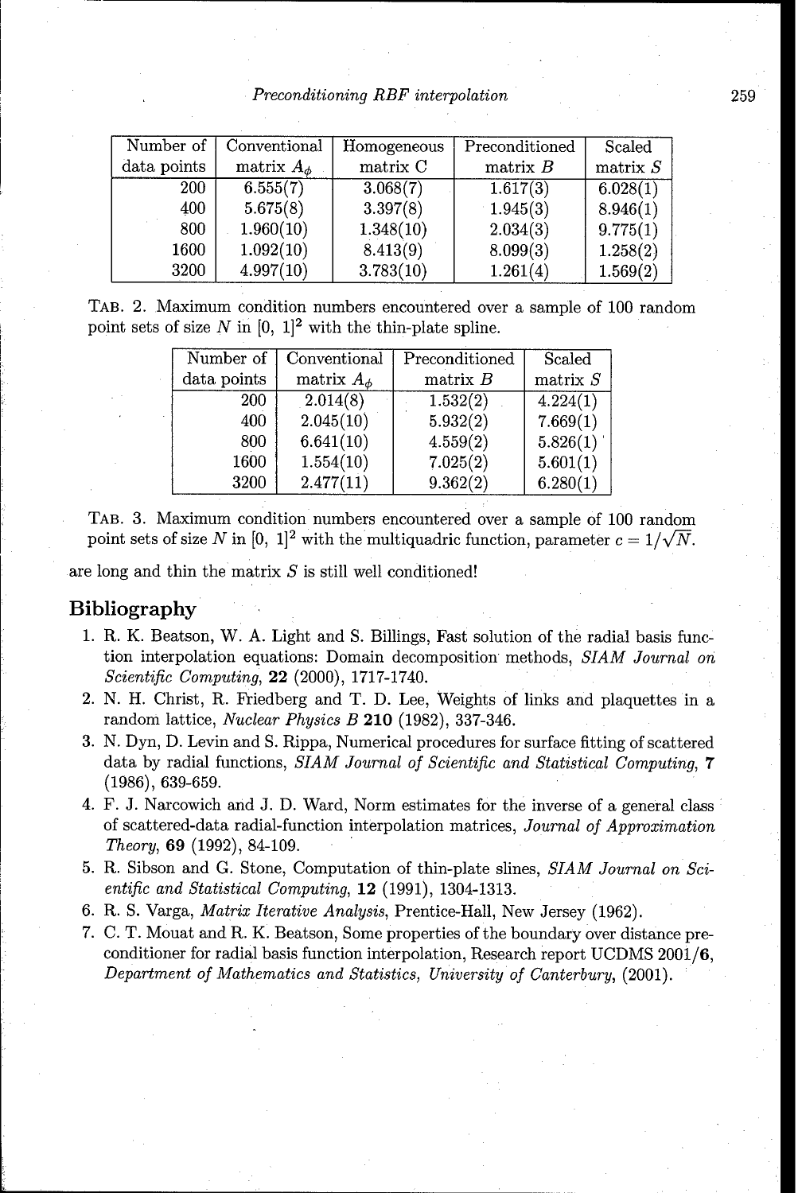| Number of data points | Conventional matrix $A_\phi$ | Homogeneous matrix C | Preconditioned matrix $B$ | Scaled matrix $S$ |
|---|---|---|---|---|
| 200 | 6.555(7) | 3.068(7) | 1.617(3) | 6.028(1) |
| 400 | 5.675(8) | 3.397(8) | 1.945(3) | 8.946(1) |
| 800 | 1.960(10) | 1.348(10) | 2.034(3) | 9.775(1) |
| 1600 | 1.092(10) | 8.413(9) | 8.099(3) | 1.258(2) |
| 3200 | 4.997(10) | 3.783(10) | 1.261(4) | 1.569(2) |

TAB. 2. Maximum condition numbers encountered over a sample of 100 random point sets of size $N$ in $[0, 1]^2$ with the thin-plate spline.

| Number of data points | Conventional matrix $A_\phi$ | Preconditioned matrix $B$ | Scaled matrix $S$ |
|---|---|---|---|
| 200 | 2.014(8) | 1.532(2) | 4.224(1) |
| 400 | 2.045(10) | 5.932(2) | 7.669(1) |
| 800 | 6.641(10) | 4.559(2) | 5.826(1) |
| 1600 | 1.554(10) | 7.025(2) | 5.601(1) |
| 3200 | 2.477(11) | 9.362(2) | 6.280(1) |

TAB. 3. Maximum condition numbers encountered over a sample of 100 random point sets of size $N$ in $[0, 1]^2$ with the multiquadric function, parameter $c = 1/\sqrt{N}$.

are long and thin the matrix $S$ is still well conditioned!

## Bibliography

1. R. K. Beatson, W. A. Light and S. Billings, Fast solution of the radial basis function interpolation equations: Domain decomposition methods, *SIAM Journal on Scientific Computing*, **22** (2000), 1717-1740.
2. N. H. Christ, R. Friedberg and T. D. Lee, Weights of links and plaquettes in a random lattice, *Nuclear Physics B* **210** (1982), 337-346.
3. N. Dyn, D. Levin and S. Rippa, Numerical procedures for surface fitting of scattered data by radial functions, *SIAM Journal of Scientific and Statistical Computing*, **7** (1986), 639-659.
4. F. J. Narcowich and J. D. Ward, Norm estimates for the inverse of a general class of scattered-data radial-function interpolation matrices, *Journal of Approximation Theory*, **69** (1992), 84-109.
5. R. Sibson and G. Stone, Computation of thin-plate slines, *SIAM Journal on Scientific and Statistical Computing*, **12** (1991), 1304-1313.
6. R. S. Varga, *Matrix Iterative Analysis*, Prentice-Hall, New Jersey (1962).
7. C. T. Mouat and R. K. Beatson, Some properties of the boundary over distance preconditioner for radial basis function interpolation, Research report UCDMS 2001/**6**, *Department of Mathematics and Statistics, University of Canterbury*, (2001).